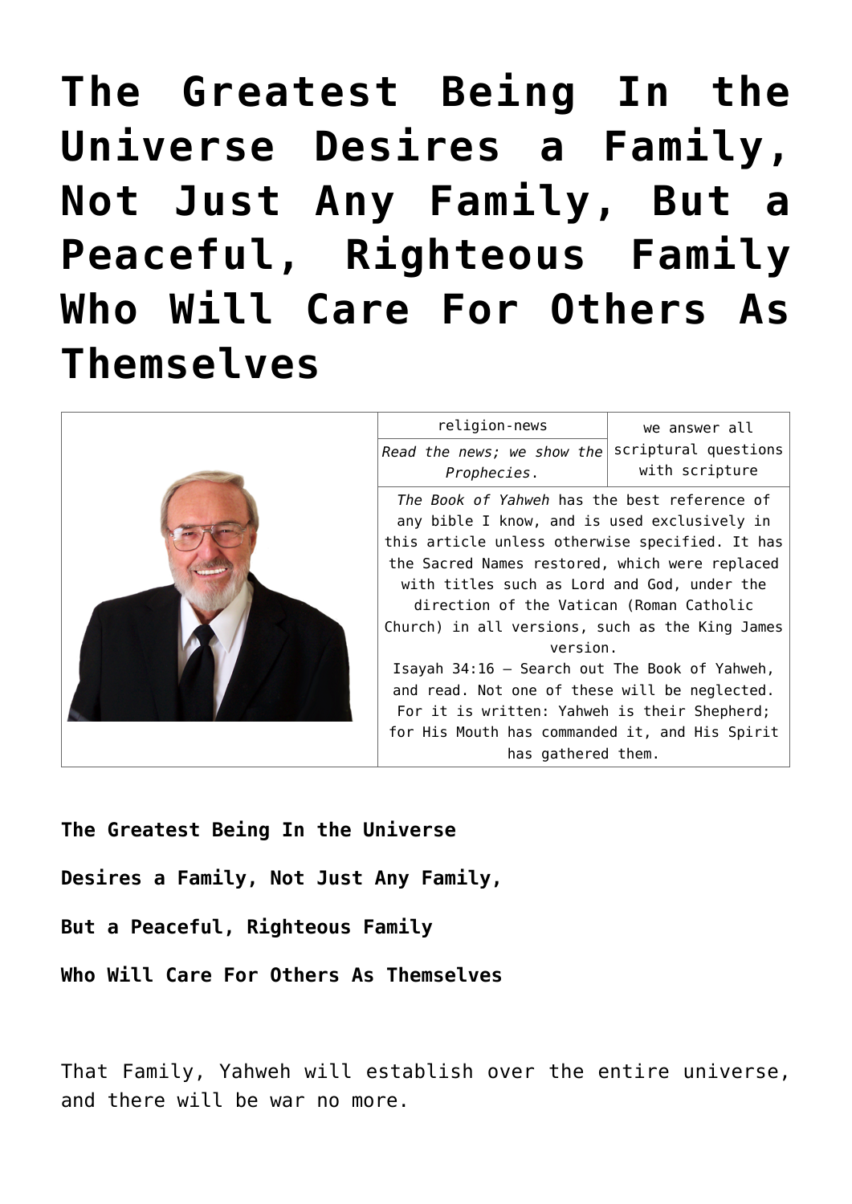# The Greatest Being In the Universe Desires a Family, Not Just Any Family, But a Peaceful, Righteous Family Who Will Care For Others As Themselves

| | religion-news | we answer all scriptural questions with scripture |
|---|---|---|
| | *Read the news; we show the Prophecies.* | |
| | *The Book of Yahweh* has the best reference of any bible I know, and is used exclusively in this article unless otherwise specified. It has the Sacred Names restored, which were replaced with titles such as Lord and God, under the direction of the Vatican (Roman Catholic Church) in all versions, such as the King James version.<br>Isayah 34:16 – Search out The Book of Yahweh, and read. Not one of these will be neglected. For it is written: Yahweh is their Shepherd; for His Mouth has commanded it, and His Spirit has gathered them. | |

**The Greatest Being In the Universe**

**Desires a Family, Not Just Any Family,**

**But a Peaceful, Righteous Family**

**Who Will Care For Others As Themselves**

That Family, Yahweh will establish over the entire universe, and there will be war no more.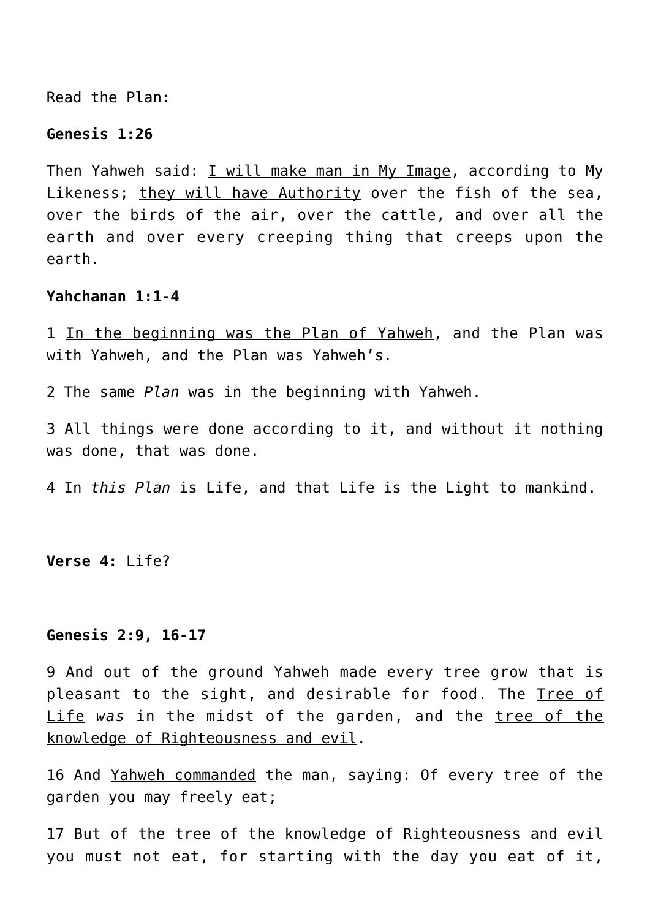Read the Plan:

**Genesis 1:26**

Then Yahweh said: <u>I will make man in My Image</u>, according to My Likeness; <u>they will have Authority</u> over the fish of the sea, over the birds of the air, over the cattle, and over all the earth and over every creeping thing that creeps upon the earth.

**Yahchanan 1:1-4**

1 <u>In the beginning was the Plan of Yahweh</u>, and the Plan was with Yahweh, and the Plan was Yahweh's.

2 The same *Plan* was in the beginning with Yahweh.

3 All things were done according to it, and without it nothing was done, that was done.

4 <u>In *this Plan* is</u> <u>Life</u>, and that Life is the Light to mankind.

**Verse 4:** Life?

**Genesis 2:9, 16-17**

9 And out of the ground Yahweh made every tree grow that is pleasant to the sight, and desirable for food. The <u>Tree of Life</u> *was* in the midst of the garden, and the <u>tree of the knowledge of Righteousness and evil</u>.

16 And <u>Yahweh commanded</u> the man, saying: Of every tree of the garden you may freely eat;

17 But of the tree of the knowledge of Righteousness and evil you <u>must not</u> eat, for starting with the day you eat of it,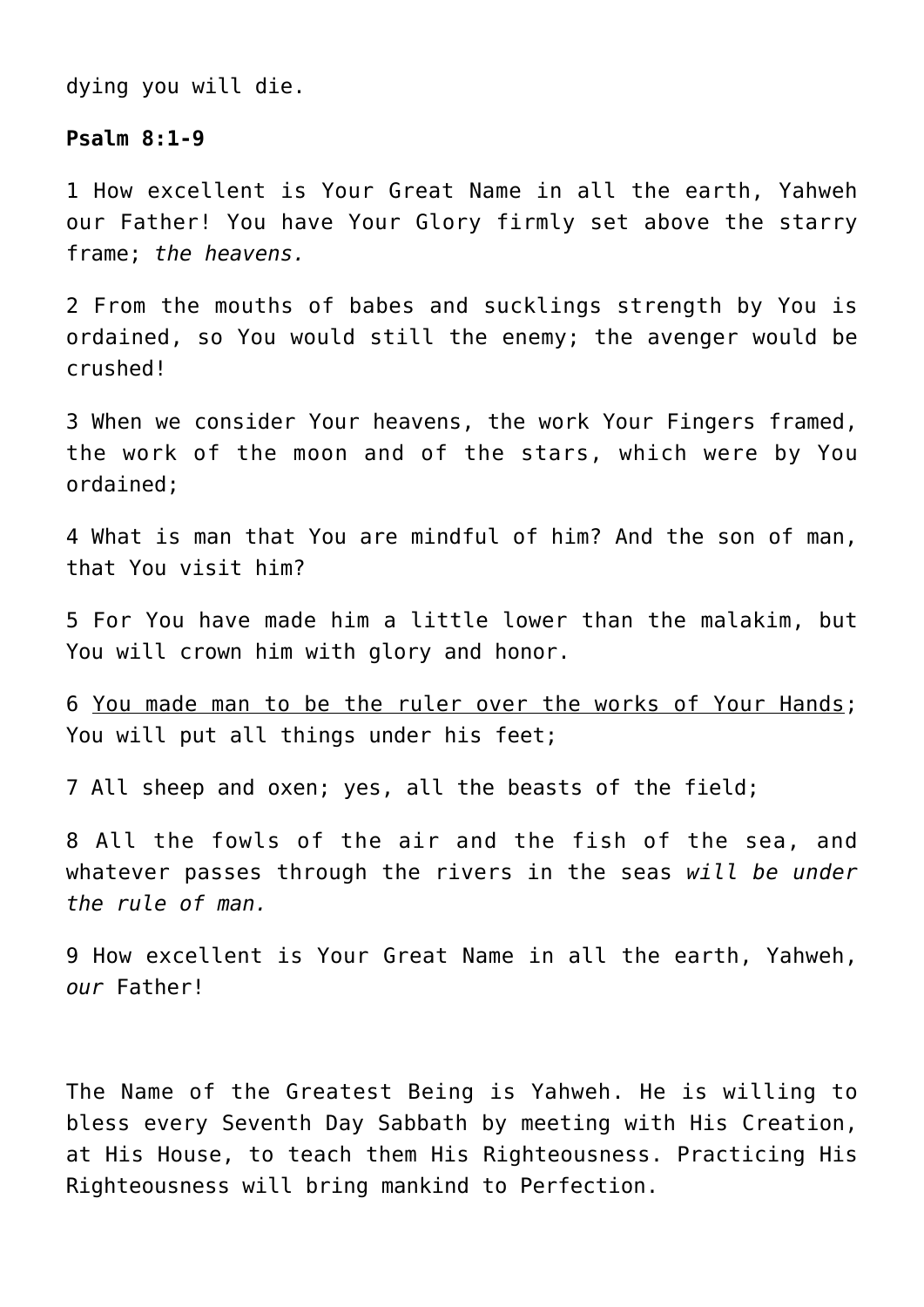dying you will die.

**Psalm 8:1-9**

1 How excellent is Your Great Name in all the earth, Yahweh our Father! You have Your Glory firmly set above the starry frame; *the heavens.*

2 From the mouths of babes and sucklings strength by You is ordained, so You would still the enemy; the avenger would be crushed!

3 When we consider Your heavens, the work Your Fingers framed, the work of the moon and of the stars, which were by You ordained;

4 What is man that You are mindful of him? And the son of man, that You visit him?

5 For You have made him a little lower than the malakim, but You will crown him with glory and honor.

6 <u>You made man to be the ruler over the works of Your Hands</u>; You will put all things under his feet;

7 All sheep and oxen; yes, all the beasts of the field;

8 All the fowls of the air and the fish of the sea, and whatever passes through the rivers in the seas *will be under the rule of man.*

9 How excellent is Your Great Name in all the earth, Yahweh, *our* Father!

The Name of the Greatest Being is Yahweh. He is willing to bless every Seventh Day Sabbath by meeting with His Creation, at His House, to teach them His Righteousness. Practicing His Righteousness will bring mankind to Perfection.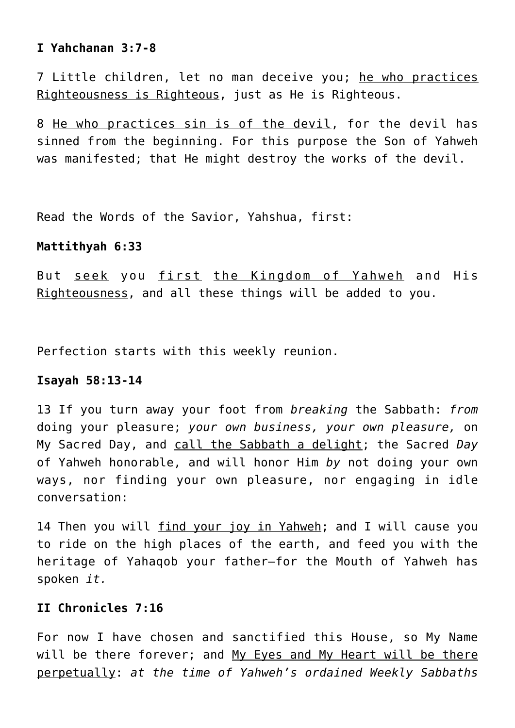**I Yahchanan 3:7-8**

7 Little children, let no man deceive you; <u>he who practices Righteousness is Righteous</u>, just as He is Righteous.

8 <u>He who practices sin is of the devil</u>, for the devil has sinned from the beginning. For this purpose the Son of Yahweh was manifested; that He might destroy the works of the devil.

Read the Words of the Savior, Yahshua, first:

**Mattithyah 6:33**

But <u>seek</u> you <u>first</u> <u>the Kingdom of Yahweh</u> and His <u>Righteousness</u>, and all these things will be added to you.

Perfection starts with this weekly reunion.

**Isayah 58:13-14**

13 If you turn away your foot from *breaking* the Sabbath: *from* doing your pleasure; *your own business, your own pleasure,* on My Sacred Day, and <u>call the Sabbath a delight</u>; the Sacred *Day* of Yahweh honorable, and will honor Him *by* not doing your own ways, nor finding your own pleasure, nor engaging in idle conversation:

14 Then you will <u>find your joy in Yahweh</u>; and I will cause you to ride on the high places of the earth, and feed you with the heritage of Yahaqob your father—for the Mouth of Yahweh has spoken *it.*

**II Chronicles 7:16**

For now I have chosen and sanctified this House, so My Name will be there forever; and <u>My Eyes and My Heart will be there perpetually</u>: *at the time of Yahweh's ordained Weekly Sabbaths*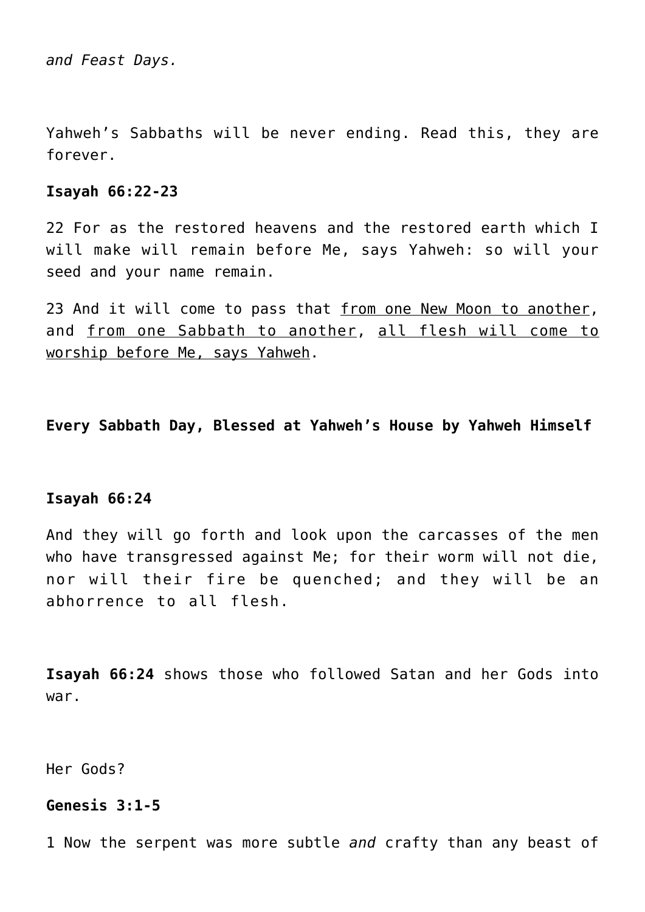*and Feast Days.*

Yahweh's Sabbaths will be never ending. Read this, they are forever.

**Isayah 66:22-23**

22 For as the restored heavens and the restored earth which I will make will remain before Me, says Yahweh: so will your seed and your name remain.

23 And it will come to pass that <u>from one New Moon to another</u>, and <u>from one Sabbath to another</u>, <u>all flesh will come to worship before Me, says Yahweh</u>.

**Every Sabbath Day, Blessed at Yahweh's House by Yahweh Himself**

**Isayah 66:24**

And they will go forth and look upon the carcasses of the men who have transgressed against Me; for their worm will not die, nor will their fire be quenched; and they will be an abhorrence to all flesh.

**Isayah 66:24** shows those who followed Satan and her Gods into war.

Her Gods?

**Genesis 3:1-5**

1 Now the serpent was more subtle *and* crafty than any beast of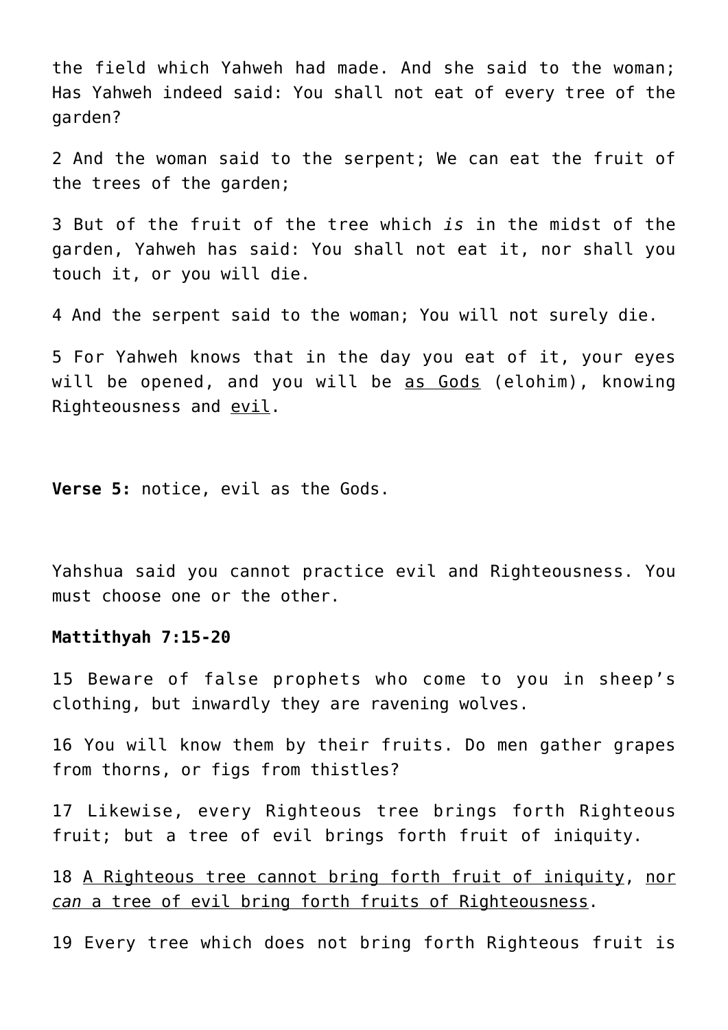the field which Yahweh had made. And she said to the woman; Has Yahweh indeed said: You shall not eat of every tree of the garden?

2 And the woman said to the serpent; We can eat the fruit of the trees of the garden;

3 But of the fruit of the tree which *is* in the midst of the garden, Yahweh has said: You shall not eat it, nor shall you touch it, or you will die.

4 And the serpent said to the woman; You will not surely die.

5 For Yahweh knows that in the day you eat of it, your eyes will be opened, and you will be <u>as Gods</u> (elohim), knowing Righteousness and <u>evil</u>.

**Verse 5:** notice, evil as the Gods.

Yahshua said you cannot practice evil and Righteousness. You must choose one or the other.

**Mattithyah 7:15-20**

15 Beware of false prophets who come to you in sheep's clothing, but inwardly they are ravening wolves.

16 You will know them by their fruits. Do men gather grapes from thorns, or figs from thistles?

17 Likewise, every Righteous tree brings forth Righteous fruit; but a tree of evil brings forth fruit of iniquity.

18 <u>A Righteous tree cannot bring forth fruit of iniquity</u>, <u>nor *can* a tree of evil bring forth fruits of Righteousness</u>.

19 Every tree which does not bring forth Righteous fruit is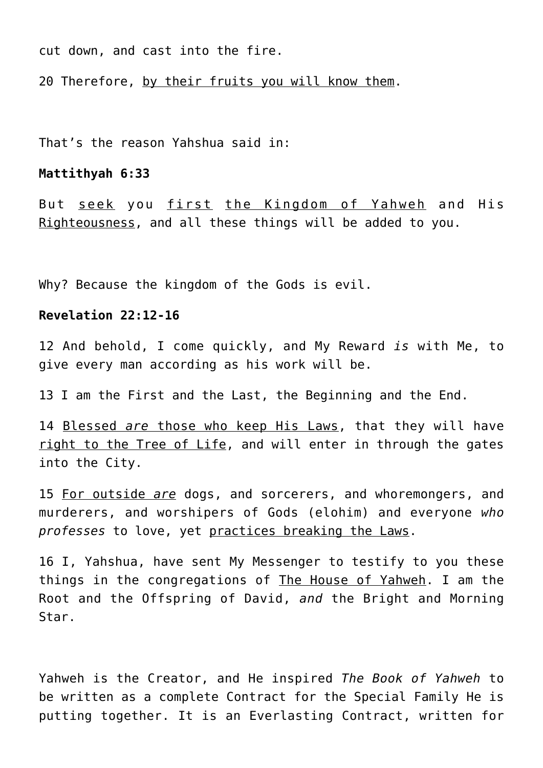cut down, and cast into the fire.

20 Therefore, <u>by their fruits you will know them</u>.

That's the reason Yahshua said in:

**Mattithyah 6:33**

But <u>seek</u> you <u>first</u> <u>the Kingdom of Yahweh</u> and His <u>Righteousness</u>, and all these things will be added to you.

Why? Because the kingdom of the Gods is evil.

**Revelation 22:12-16**

12 And behold, I come quickly, and My Reward *is* with Me, to give every man according as his work will be.

13 I am the First and the Last, the Beginning and the End.

14 <u>Blessed *are* those who keep His Laws</u>, that they will have <u>right to the Tree of Life</u>, and will enter in through the gates into the City.

15 <u>For outside *are*</u> dogs, and sorcerers, and whoremongers, and murderers, and worshipers of Gods (elohim) and everyone *who professes* to love, yet <u>practices breaking the Laws</u>.

16 I, Yahshua, have sent My Messenger to testify to you these things in the congregations of <u>The House of Yahweh</u>. I am the Root and the Offspring of David, *and* the Bright and Morning Star.

Yahweh is the Creator, and He inspired *The Book of Yahweh* to be written as a complete Contract for the Special Family He is putting together. It is an Everlasting Contract, written for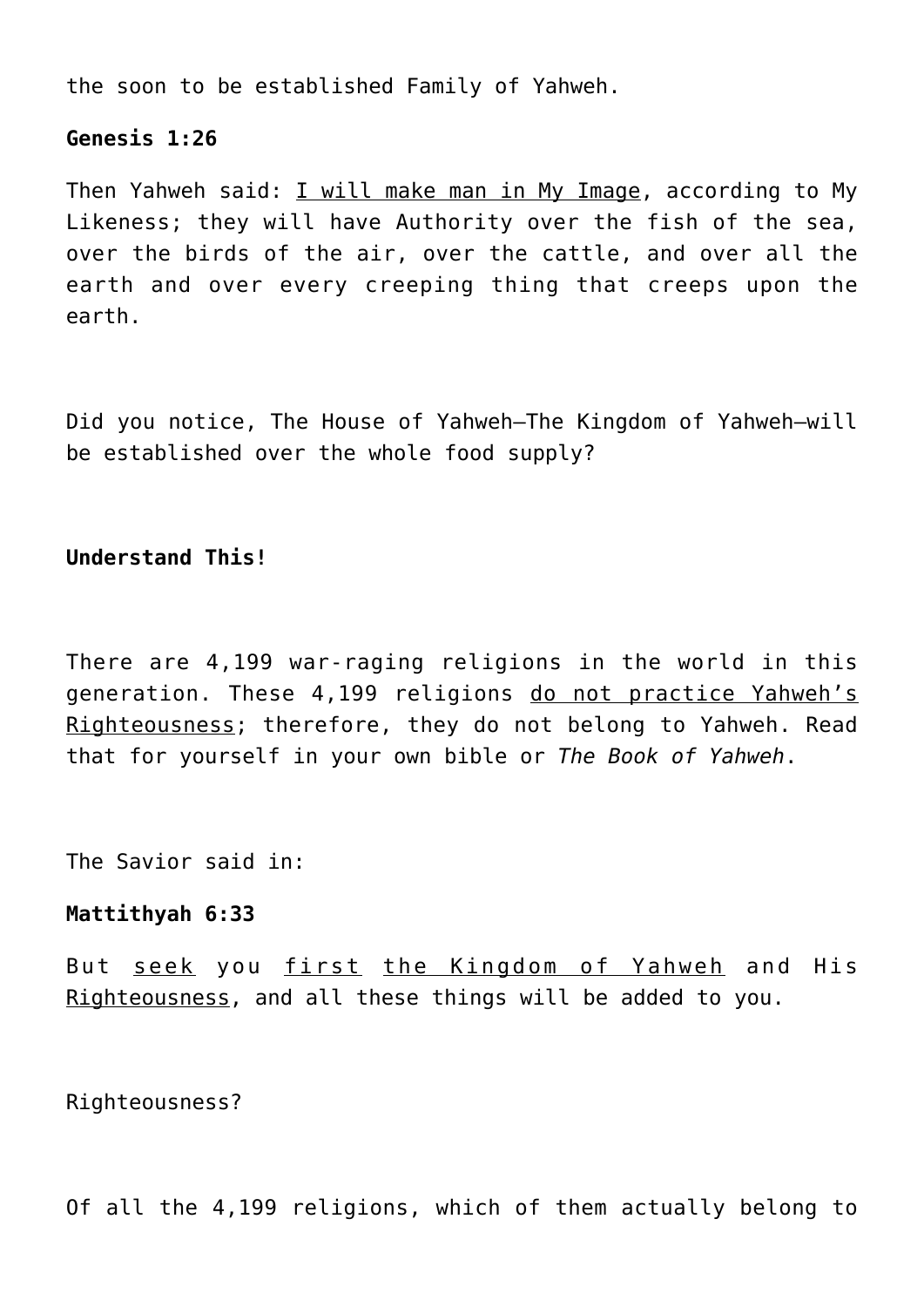the soon to be established Family of Yahweh.

**Genesis 1:26**

Then Yahweh said: <u>I will make man in My Image</u>, according to My Likeness; they will have Authority over the fish of the sea, over the birds of the air, over the cattle, and over all the earth and over every creeping thing that creeps upon the earth.

Did you notice, The House of Yahweh—The Kingdom of Yahweh—will be established over the whole food supply?

**Understand This!**

There are 4,199 war-raging religions in the world in this generation. These 4,199 religions <u>do not practice Yahweh's Righteousness</u>; therefore, they do not belong to Yahweh. Read that for yourself in your own bible or *The Book of Yahweh*.

The Savior said in:

**Mattithyah 6:33**

But <u>seek</u> you <u>first</u> <u>the Kingdom of Yahweh</u> and His <u>Righteousness</u>, and all these things will be added to you.

Righteousness?

Of all the 4,199 religions, which of them actually belong to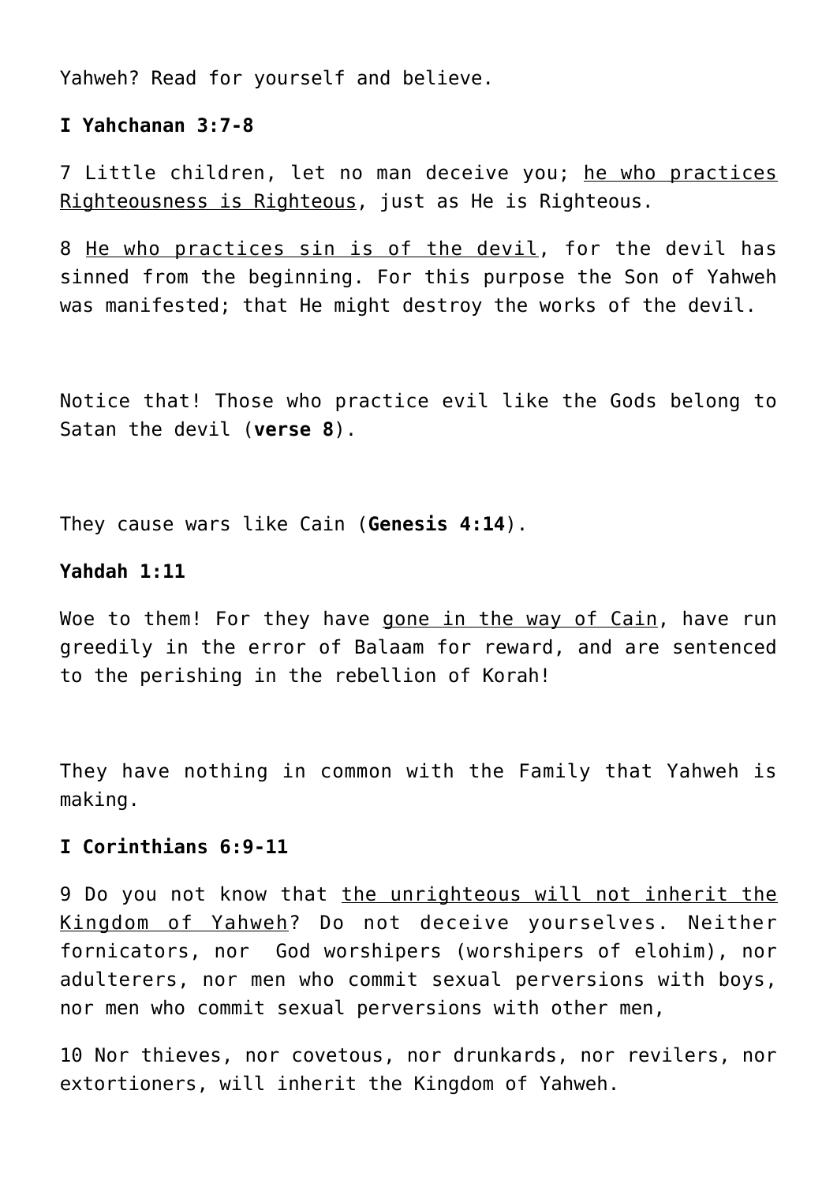Yahweh? Read for yourself and believe.

**I Yahchanan 3:7-8**

7 Little children, let no man deceive you; he who practices Righteousness is Righteous, just as He is Righteous.

8 He who practices sin is of the devil, for the devil has sinned from the beginning. For this purpose the Son of Yahweh was manifested; that He might destroy the works of the devil.

Notice that! Those who practice evil like the Gods belong to Satan the devil (**verse 8**).

They cause wars like Cain (**Genesis 4:14**).

**Yahdah 1:11**

Woe to them! For they have gone in the way of Cain, have run greedily in the error of Balaam for reward, and are sentenced to the perishing in the rebellion of Korah!

They have nothing in common with the Family that Yahweh is making.

**I Corinthians 6:9-11**

9 Do you not know that the unrighteous will not inherit the Kingdom of Yahweh? Do not deceive yourselves. Neither fornicators, nor God worshipers (worshipers of elohim), nor adulterers, nor men who commit sexual perversions with boys, nor men who commit sexual perversions with other men,

10 Nor thieves, nor covetous, nor drunkards, nor revilers, nor extortioners, will inherit the Kingdom of Yahweh.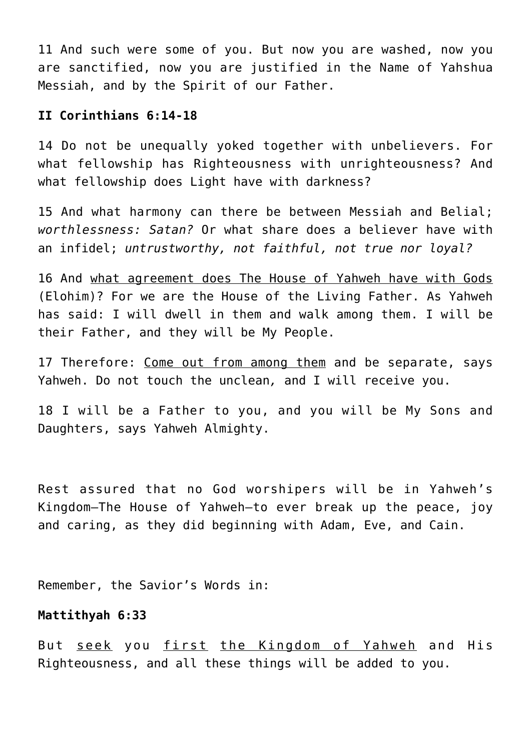11 And such were some of you. But now you are washed, now you are sanctified, now you are justified in the Name of Yahshua Messiah, and by the Spirit of our Father.

**II Corinthians 6:14-18**

14 Do not be unequally yoked together with unbelievers. For what fellowship has Righteousness with unrighteousness? And what fellowship does Light have with darkness?

15 And what harmony can there be between Messiah and Belial; *worthlessness: Satan?* Or what share does a believer have with an infidel; *untrustworthy, not faithful, not true nor loyal?*

16 And <u>what agreement does The House of Yahweh have with Gods</u> (Elohim)? For we are the House of the Living Father. As Yahweh has said: I will dwell in them and walk among them. I will be their Father, and they will be My People.

17 Therefore: <u>Come out from among them</u> and be separate, says Yahweh. Do not touch the unclean, and I will receive you.

18 I will be a Father to you, and you will be My Sons and Daughters, says Yahweh Almighty.

Rest assured that no God worshipers will be in Yahweh's Kingdom—The House of Yahweh—to ever break up the peace, joy and caring, as they did beginning with Adam, Eve, and Cain.

Remember, the Savior's Words in:

**Mattithyah 6:33**

But <u>seek</u> you <u>first</u> <u>the Kingdom of Yahweh</u> and His Righteousness, and all these things will be added to you.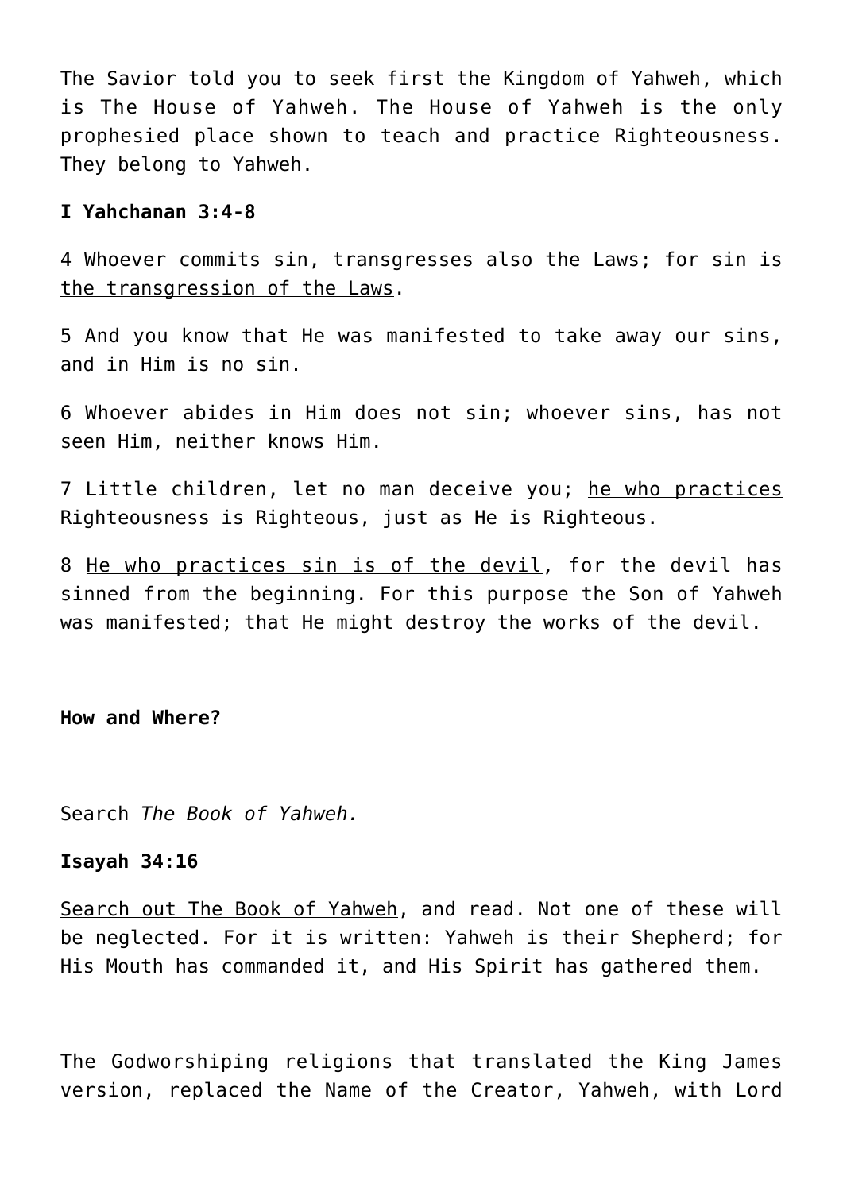The Savior told you to <u>seek</u> <u>first</u> the Kingdom of Yahweh, which is The House of Yahweh. The House of Yahweh is the only prophesied place shown to teach and practice Righteousness. They belong to Yahweh.

**I Yahchanan 3:4-8**

4 Whoever commits sin, transgresses also the Laws; for <u>sin is the transgression of the Laws</u>.

5 And you know that He was manifested to take away our sins, and in Him is no sin.

6 Whoever abides in Him does not sin; whoever sins, has not seen Him, neither knows Him.

7 Little children, let no man deceive you; <u>he who practices Righteousness is Righteous</u>, just as He is Righteous.

8 <u>He who practices sin is of the devil</u>, for the devil has sinned from the beginning. For this purpose the Son of Yahweh was manifested; that He might destroy the works of the devil.

**How and Where?**

Search *The Book of Yahweh.*

**Isayah 34:16**

<u>Search out The Book of Yahweh</u>, and read. Not one of these will be neglected. For <u>it is written</u>: Yahweh is their Shepherd; for His Mouth has commanded it, and His Spirit has gathered them.

The Godworshiping religions that translated the King James version, replaced the Name of the Creator, Yahweh, with Lord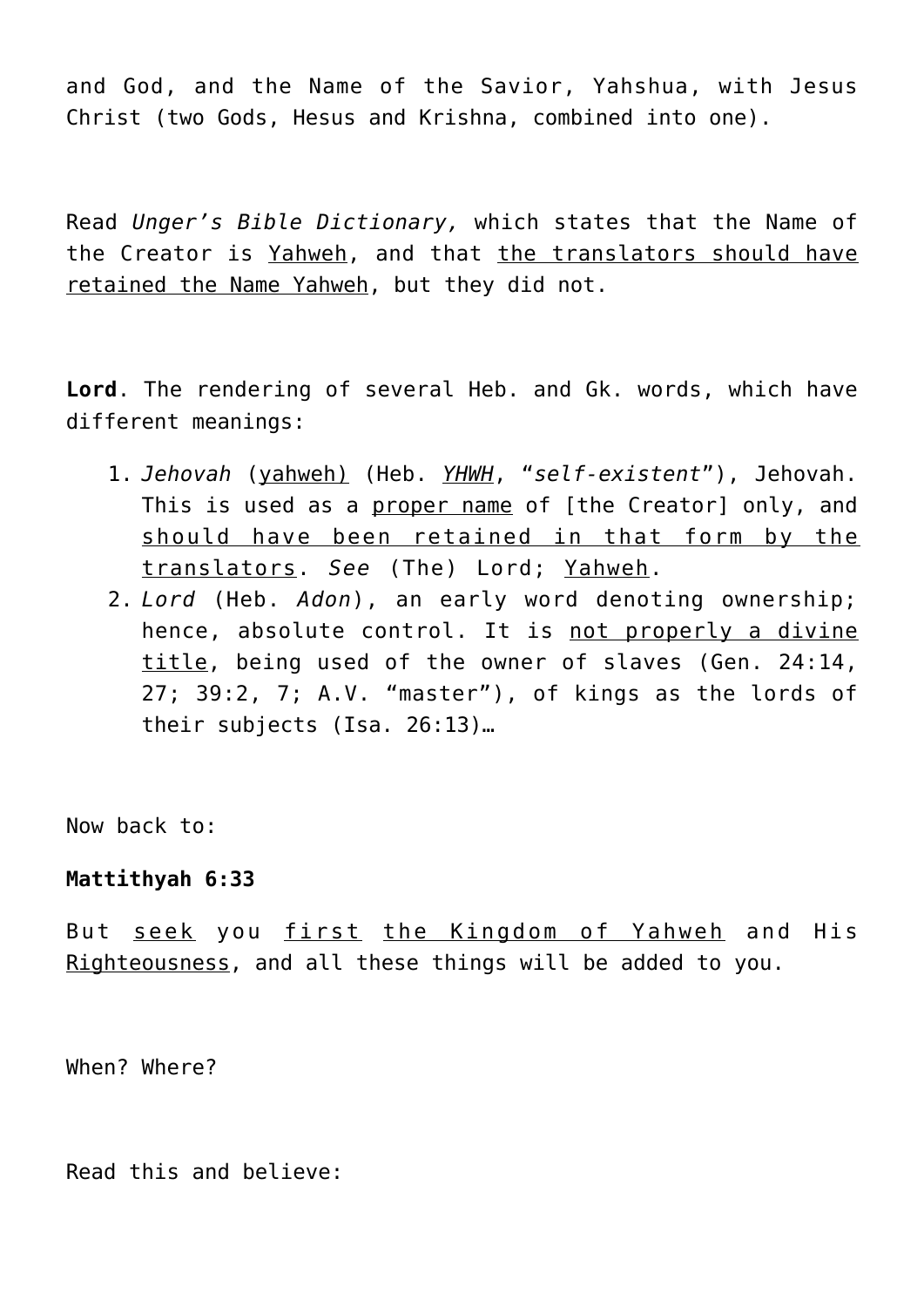and God, and the Name of the Savior, Yahshua, with Jesus Christ (two Gods, Hesus and Krishna, combined into one).

Read *Unger's Bible Dictionary,* which states that the Name of the Creator is Yahweh, and that the translators should have retained the Name Yahweh, but they did not.

**Lord**. The rendering of several Heb. and Gk. words, which have different meanings:

1. *Jehovah* (yahweh) (Heb. *YHWH*, "*self-existent*"), Jehovah. This is used as a proper name of [the Creator] only, and should have been retained in that form by the translators. *See* (The) Lord; Yahweh.
2. *Lord* (Heb. *Adon*), an early word denoting ownership; hence, absolute control. It is not properly a divine title, being used of the owner of slaves (Gen. 24:14, 27; 39:2, 7; A.V. "master"), of kings as the lords of their subjects (Isa. 26:13)…

Now back to:

**Mattithyah 6:33**

But seek you first the Kingdom of Yahweh and His Righteousness, and all these things will be added to you.

When? Where?

Read this and believe: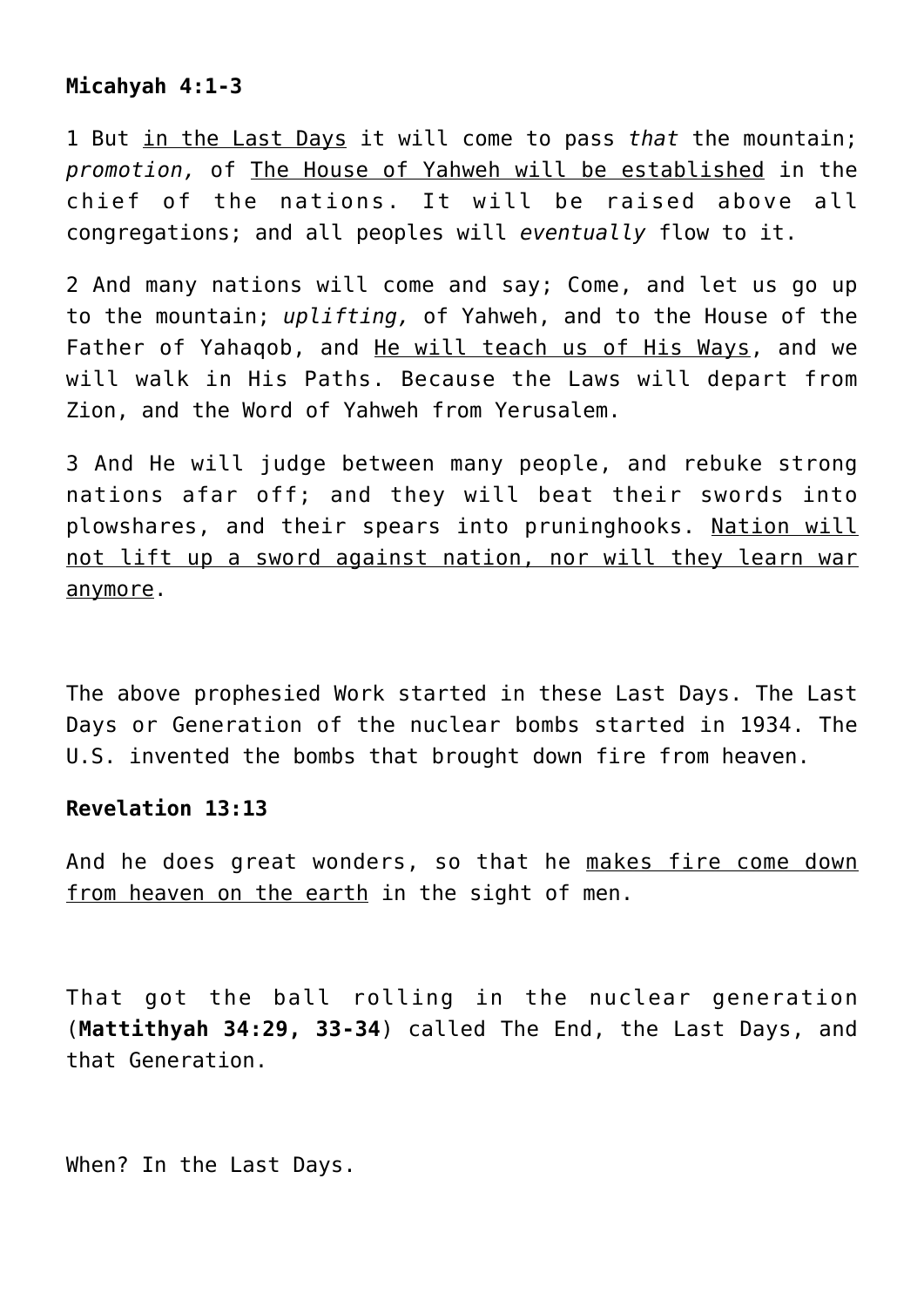**Micahyah 4:1-3**

1 But <u>in the Last Days</u> it will come to pass *that* the mountain; *promotion,* of <u>The House of Yahweh will be established</u> in the chief of the nations. It will be raised above all congregations; and all peoples will *eventually* flow to it.

2 And many nations will come and say; Come, and let us go up to the mountain; *uplifting,* of Yahweh, and to the House of the Father of Yahaqob, and <u>He will teach us of His Ways</u>, and we will walk in His Paths. Because the Laws will depart from Zion, and the Word of Yahweh from Yerusalem.

3 And He will judge between many people, and rebuke strong nations afar off; and they will beat their swords into plowshares, and their spears into pruninghooks. <u>Nation will not lift up a sword against nation, nor will they learn war anymore</u>.

The above prophesied Work started in these Last Days. The Last Days or Generation of the nuclear bombs started in 1934. The U.S. invented the bombs that brought down fire from heaven.

**Revelation 13:13**

And he does great wonders, so that he <u>makes fire come down from heaven on the earth</u> in the sight of men.

That got the ball rolling in the nuclear generation (**Mattithyah 34:29, 33-34**) called The End, the Last Days, and that Generation.

When? In the Last Days.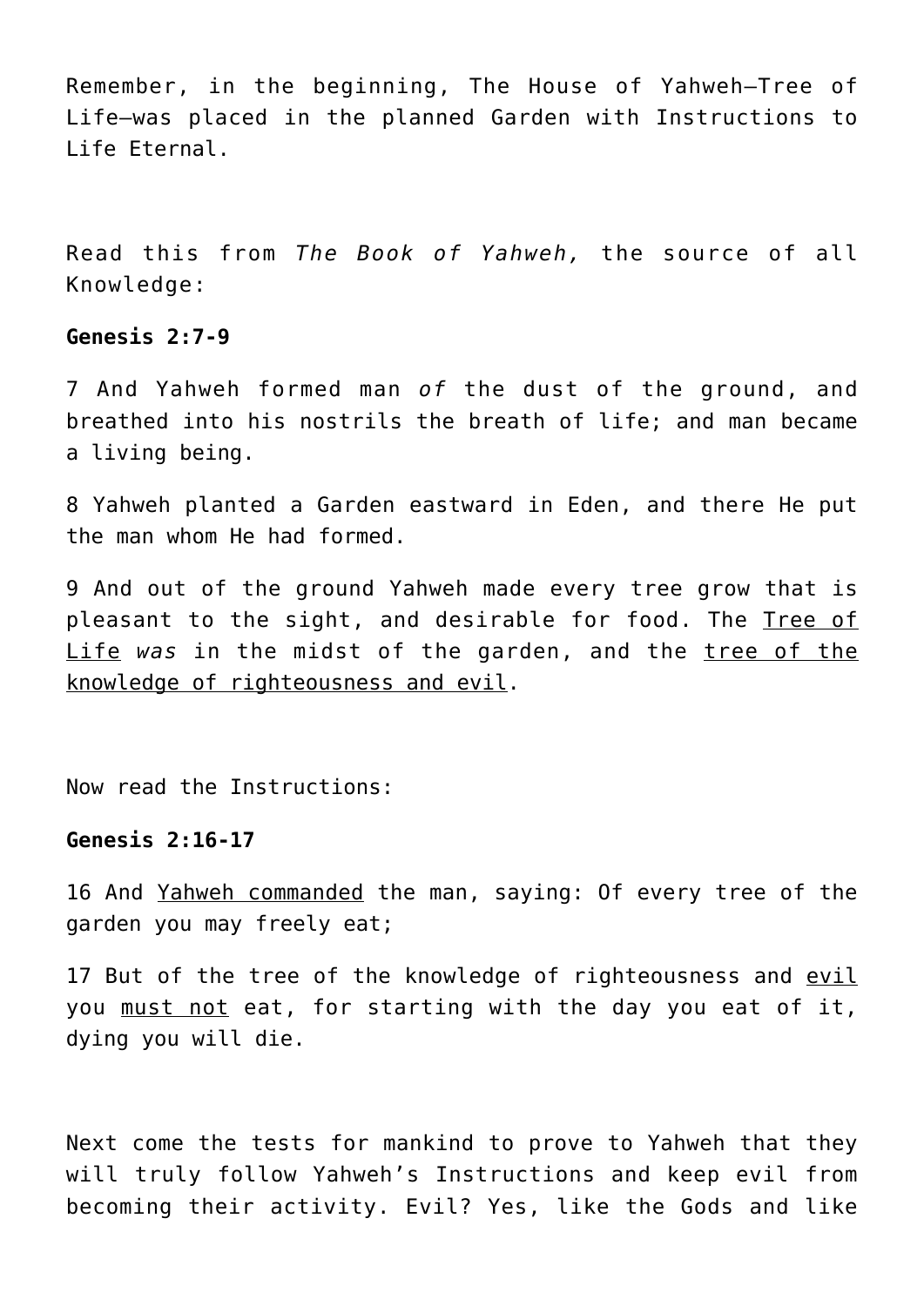Remember, in the beginning, The House of Yahweh—Tree of Life—was placed in the planned Garden with Instructions to Life Eternal.

Read this from *The Book of Yahweh,* the source of all Knowledge:

**Genesis 2:7-9**

7 And Yahweh formed man *of* the dust of the ground, and breathed into his nostrils the breath of life; and man became a living being.

8 Yahweh planted a Garden eastward in Eden, and there He put the man whom He had formed.

9 And out of the ground Yahweh made every tree grow that is pleasant to the sight, and desirable for food. The <u>Tree of Life</u> *was* in the midst of the garden, and the <u>tree of the knowledge of righteousness and evil</u>.

Now read the Instructions:

**Genesis 2:16-17**

16 And <u>Yahweh commanded</u> the man, saying: Of every tree of the garden you may freely eat;

17 But of the tree of the knowledge of righteousness and <u>evil</u> you <u>must not</u> eat, for starting with the day you eat of it, dying you will die.

Next come the tests for mankind to prove to Yahweh that they will truly follow Yahweh's Instructions and keep evil from becoming their activity. Evil? Yes, like the Gods and like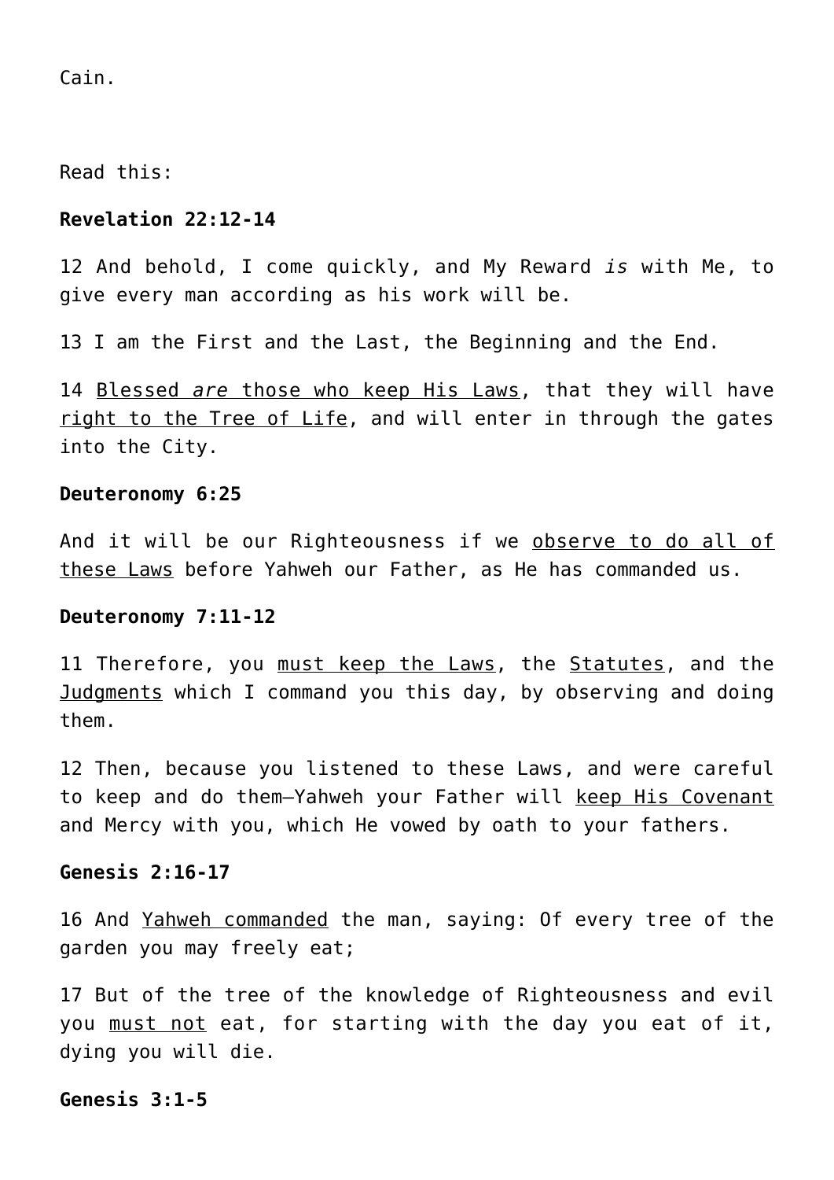Cain.

Read this:

**Revelation 22:12-14**

12 And behold, I come quickly, and My Reward *is* with Me, to give every man according as his work will be.

13 I am the First and the Last, the Beginning and the End.

14 <u>Blessed *are* those who keep His Laws</u>, that they will have <u>right to the Tree of Life</u>, and will enter in through the gates into the City.

**Deuteronomy 6:25**

And it will be our Righteousness if we <u>observe to do all of these Laws</u> before Yahweh our Father, as He has commanded us.

**Deuteronomy 7:11-12**

11 Therefore, you <u>must keep the Laws</u>, the <u>Statutes</u>, and the <u>Judgments</u> which I command you this day, by observing and doing them.

12 Then, because you listened to these Laws, and were careful to keep and do them—Yahweh your Father will <u>keep His Covenant</u> and Mercy with you, which He vowed by oath to your fathers.

**Genesis 2:16-17**

16 And <u>Yahweh commanded</u> the man, saying: Of every tree of the garden you may freely eat;

17 But of the tree of the knowledge of Righteousness and evil you <u>must not</u> eat, for starting with the day you eat of it, dying you will die.

**Genesis 3:1-5**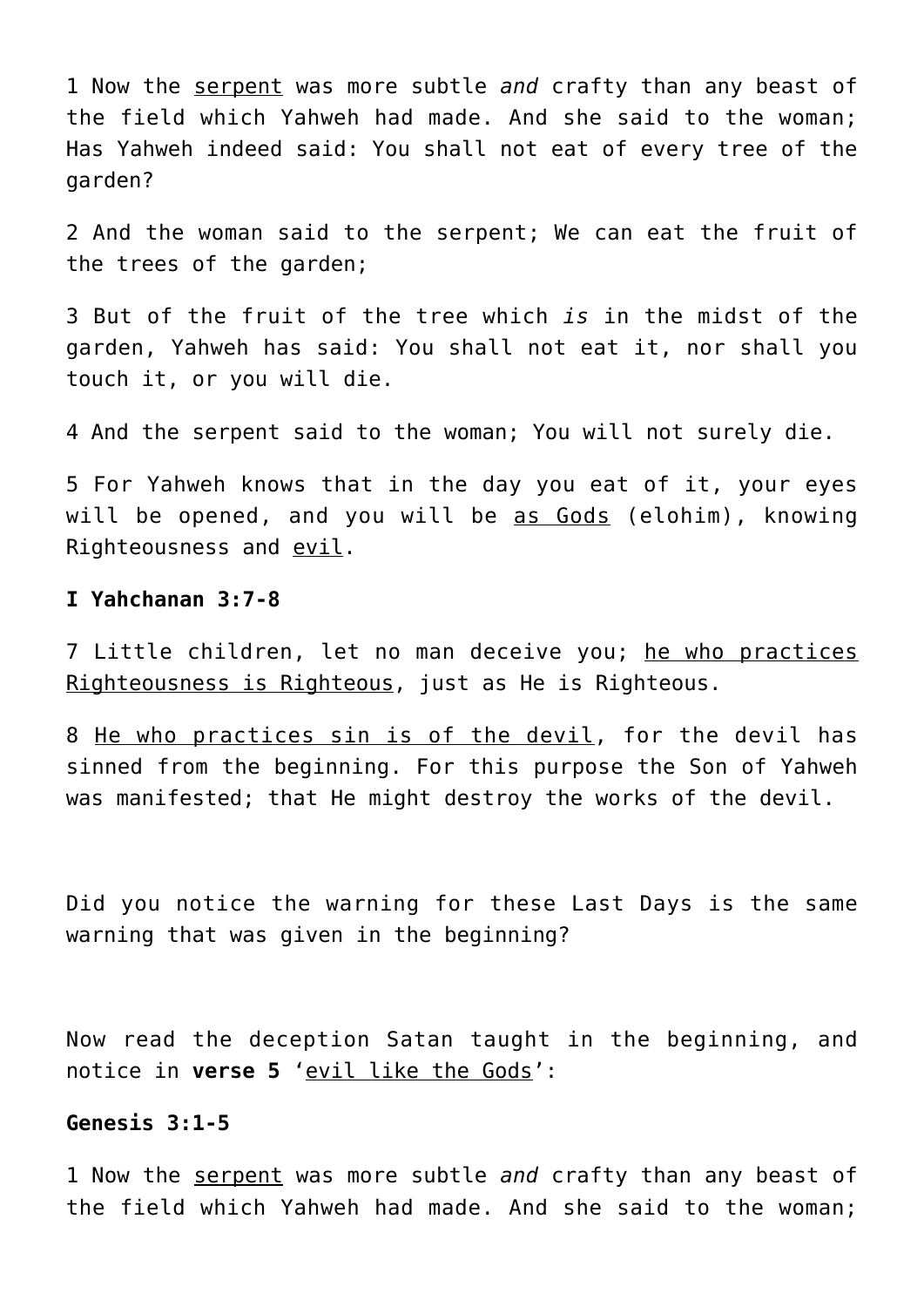1 Now the <u>serpent</u> was more subtle *and* crafty than any beast of the field which Yahweh had made. And she said to the woman; Has Yahweh indeed said: You shall not eat of every tree of the garden?

2 And the woman said to the serpent; We can eat the fruit of the trees of the garden;

3 But of the fruit of the tree which *is* in the midst of the garden, Yahweh has said: You shall not eat it, nor shall you touch it, or you will die.

4 And the serpent said to the woman; You will not surely die.

5 For Yahweh knows that in the day you eat of it, your eyes will be opened, and you will be <u>as Gods</u> (elohim), knowing Righteousness and <u>evil</u>.

**I Yahchanan 3:7-8**

7 Little children, let no man deceive you; <u>he who practices Righteousness is Righteous</u>, just as He is Righteous.

8 <u>He who practices sin is of the devil</u>, for the devil has sinned from the beginning. For this purpose the Son of Yahweh was manifested; that He might destroy the works of the devil.

Did you notice the warning for these Last Days is the same warning that was given in the beginning?

Now read the deception Satan taught in the beginning, and notice in **verse 5** '<u>evil like the Gods</u>':

**Genesis 3:1-5**

1 Now the <u>serpent</u> was more subtle *and* crafty than any beast of the field which Yahweh had made. And she said to the woman;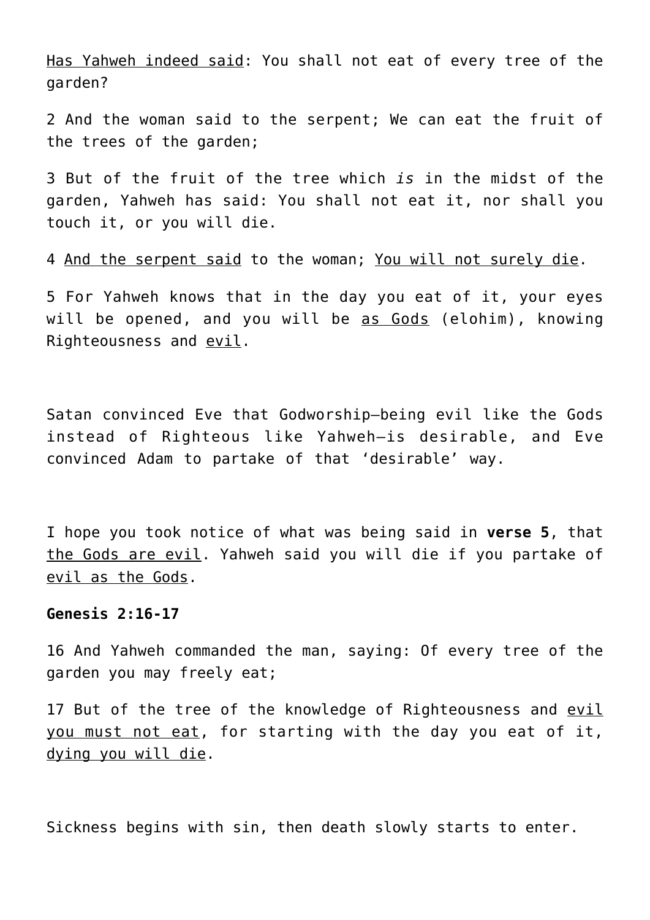<u>Has Yahweh indeed said</u>: You shall not eat of every tree of the garden?

2 And the woman said to the serpent; We can eat the fruit of the trees of the garden;

3 But of the fruit of the tree which *is* in the midst of the garden, Yahweh has said: You shall not eat it, nor shall you touch it, or you will die.

4 <u>And the serpent said</u> to the woman; <u>You will not surely die</u>.

5 For Yahweh knows that in the day you eat of it, your eyes will be opened, and you will be <u>as Gods</u> (elohim), knowing Righteousness and <u>evil</u>.

Satan convinced Eve that Godworship—being evil like the Gods instead of Righteous like Yahweh—is desirable, and Eve convinced Adam to partake of that 'desirable' way.

I hope you took notice of what was being said in **verse 5**, that <u>the Gods are evil</u>. Yahweh said you will die if you partake of <u>evil as the Gods</u>.

**Genesis 2:16-17**

16 And Yahweh commanded the man, saying: Of every tree of the garden you may freely eat;

17 But of the tree of the knowledge of Righteousness and <u>evil you must not eat</u>, for starting with the day you eat of it, <u>dying you will die</u>.

Sickness begins with sin, then death slowly starts to enter.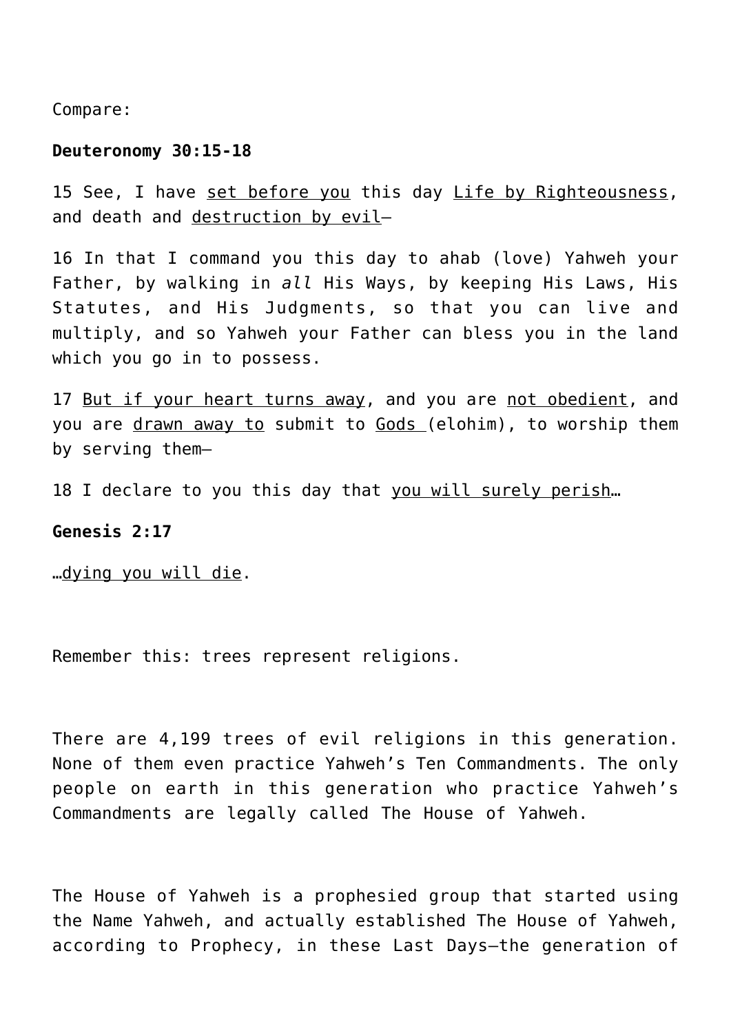Compare:

**Deuteronomy 30:15-18**

15 See, I have <u>set before you</u> this day <u>Life by Righteousness</u>, and death and <u>destruction by evil</u>—

16 In that I command you this day to ahab (love) Yahweh your Father, by walking in *all* His Ways, by keeping His Laws, His Statutes, and His Judgments, so that you can live and multiply, and so Yahweh your Father can bless you in the land which you go in to possess.

17 <u>But if your heart turns away</u>, and you are <u>not obedient</u>, and you are <u>drawn away to</u> submit to <u>Gods</u> (elohim), to worship them by serving them—

18 I declare to you this day that <u>you will surely perish</u>…

**Genesis 2:17**

…<u>dying you will die</u>.

Remember this: trees represent religions.

There are 4,199 trees of evil religions in this generation. None of them even practice Yahweh's Ten Commandments. The only people on earth in this generation who practice Yahweh's Commandments are legally called The House of Yahweh.

The House of Yahweh is a prophesied group that started using the Name Yahweh, and actually established The House of Yahweh, according to Prophecy, in these Last Days—the generation of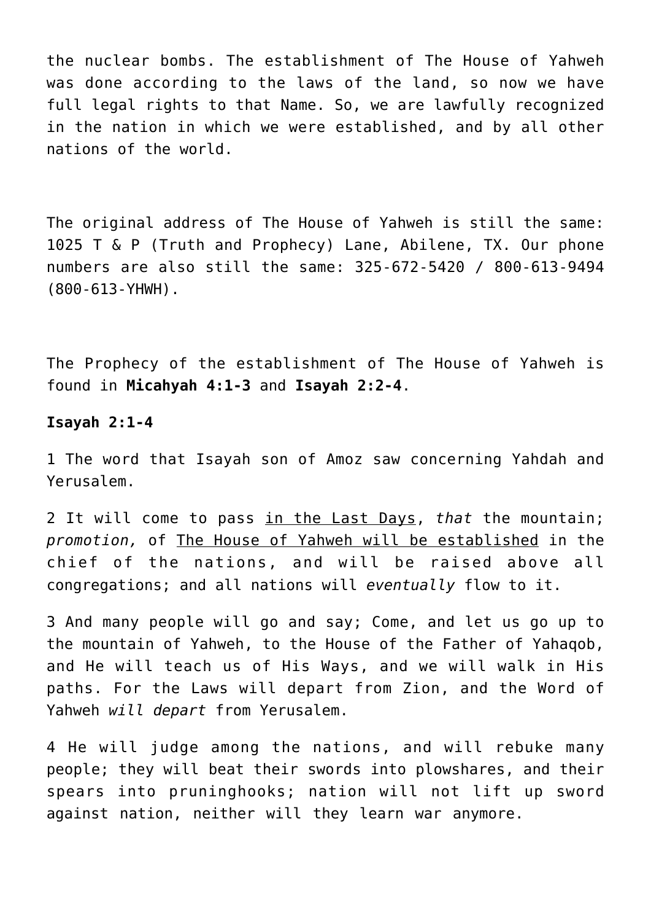the nuclear bombs. The establishment of The House of Yahweh was done according to the laws of the land, so now we have full legal rights to that Name. So, we are lawfully recognized in the nation in which we were established, and by all other nations of the world.

The original address of The House of Yahweh is still the same: 1025 T & P (Truth and Prophecy) Lane, Abilene, TX. Our phone numbers are also still the same: 325-672-5420 / 800-613-9494 (800-613-YHWH).

The Prophecy of the establishment of The House of Yahweh is found in **Micahyah 4:1-3** and **Isayah 2:2-4**.

**Isayah 2:1-4**

1 The word that Isayah son of Amoz saw concerning Yahdah and Yerusalem.

2 It will come to pass <u>in the Last Days</u>, *that* the mountain; *promotion,* of <u>The House of Yahweh will be established</u> in the chief of the nations, and will be raised above all congregations; and all nations will *eventually* flow to it.

3 And many people will go and say; Come, and let us go up to the mountain of Yahweh, to the House of the Father of Yahaqob, and He will teach us of His Ways, and we will walk in His paths. For the Laws will depart from Zion, and the Word of Yahweh *will depart* from Yerusalem.

4 He will judge among the nations, and will rebuke many people; they will beat their swords into plowshares, and their spears into pruninghooks; nation will not lift up sword against nation, neither will they learn war anymore.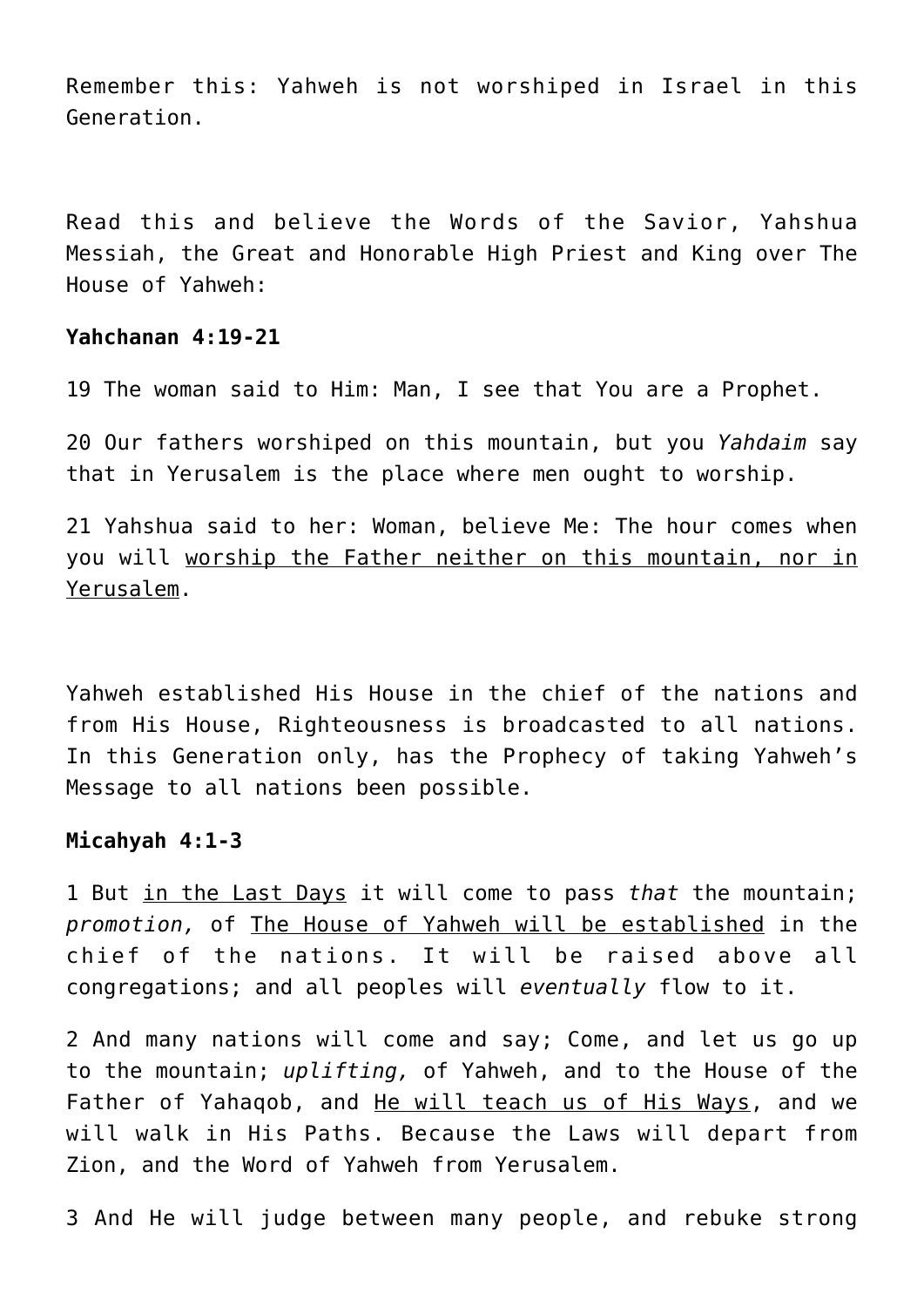Remember this: Yahweh is not worshiped in Israel in this Generation.

Read this and believe the Words of the Savior, Yahshua Messiah, the Great and Honorable High Priest and King over The House of Yahweh:

**Yahchanan 4:19-21**

19 The woman said to Him: Man, I see that You are a Prophet.

20 Our fathers worshiped on this mountain, but you *Yahdaim* say that in Yerusalem is the place where men ought to worship.

21 Yahshua said to her: Woman, believe Me: The hour comes when you will <u>worship the Father neither on this mountain, nor in Yerusalem</u>.

Yahweh established His House in the chief of the nations and from His House, Righteousness is broadcasted to all nations. In this Generation only, has the Prophecy of taking Yahweh's Message to all nations been possible.

**Micahyah 4:1-3**

1 But <u>in the Last Days</u> it will come to pass *that* the mountain; *promotion,* of <u>The House of Yahweh will be established</u> in the chief of the nations. It will be raised above all congregations; and all peoples will *eventually* flow to it.

2 And many nations will come and say; Come, and let us go up to the mountain; *uplifting,* of Yahweh, and to the House of the Father of Yahaqob, and <u>He will teach us of His Ways</u>, and we will walk in His Paths. Because the Laws will depart from Zion, and the Word of Yahweh from Yerusalem.

3 And He will judge between many people, and rebuke strong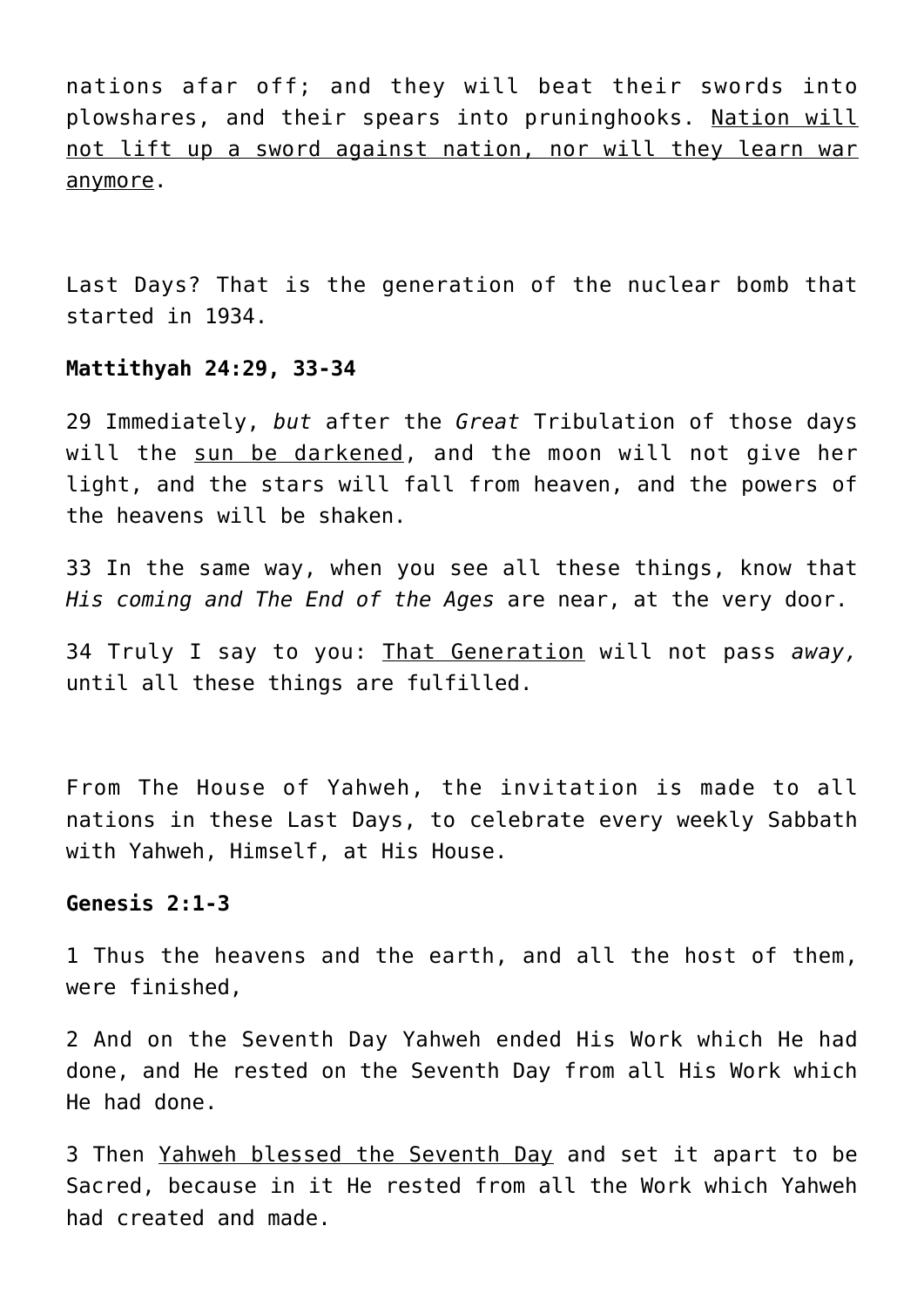nations afar off; and they will beat their swords into plowshares, and their spears into pruninghooks. Nation will not lift up a sword against nation, nor will they learn war anymore.

Last Days? That is the generation of the nuclear bomb that started in 1934.

**Mattithyah 24:29, 33-34**

29 Immediately, *but* after the *Great* Tribulation of those days will the sun be darkened, and the moon will not give her light, and the stars will fall from heaven, and the powers of the heavens will be shaken.

33 In the same way, when you see all these things, know that *His coming and The End of the Ages* are near, at the very door.

34 Truly I say to you: That Generation will not pass *away,* until all these things are fulfilled.

From The House of Yahweh, the invitation is made to all nations in these Last Days, to celebrate every weekly Sabbath with Yahweh, Himself, at His House.

**Genesis 2:1-3**

1 Thus the heavens and the earth, and all the host of them, were finished,

2 And on the Seventh Day Yahweh ended His Work which He had done, and He rested on the Seventh Day from all His Work which He had done.

3 Then Yahweh blessed the Seventh Day and set it apart to be Sacred, because in it He rested from all the Work which Yahweh had created and made.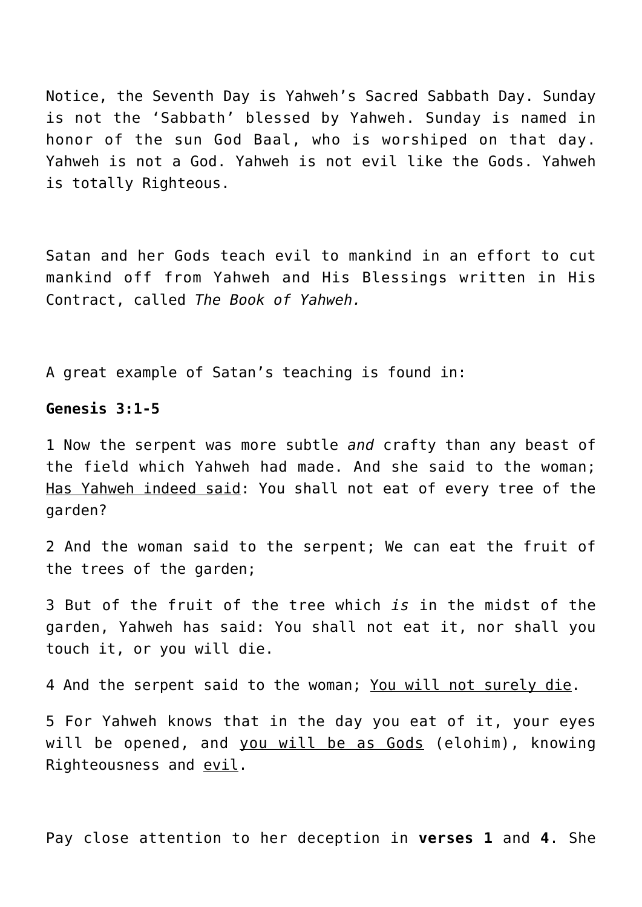Notice, the Seventh Day is Yahweh's Sacred Sabbath Day. Sunday is not the 'Sabbath' blessed by Yahweh. Sunday is named in honor of the sun God Baal, who is worshiped on that day. Yahweh is not a God. Yahweh is not evil like the Gods. Yahweh is totally Righteous.

Satan and her Gods teach evil to mankind in an effort to cut mankind off from Yahweh and His Blessings written in His Contract, called *The Book of Yahweh.*

A great example of Satan's teaching is found in:

**Genesis 3:1-5**

1 Now the serpent was more subtle *and* crafty than any beast of the field which Yahweh had made. And she said to the woman; <u>Has Yahweh indeed said</u>: You shall not eat of every tree of the garden?

2 And the woman said to the serpent; We can eat the fruit of the trees of the garden;

3 But of the fruit of the tree which *is* in the midst of the garden, Yahweh has said: You shall not eat it, nor shall you touch it, or you will die.

4 And the serpent said to the woman; <u>You will not surely die</u>.

5 For Yahweh knows that in the day you eat of it, your eyes will be opened, and <u>you will be as Gods</u> (elohim), knowing Righteousness and <u>evil</u>.

Pay close attention to her deception in **verses 1** and **4**. She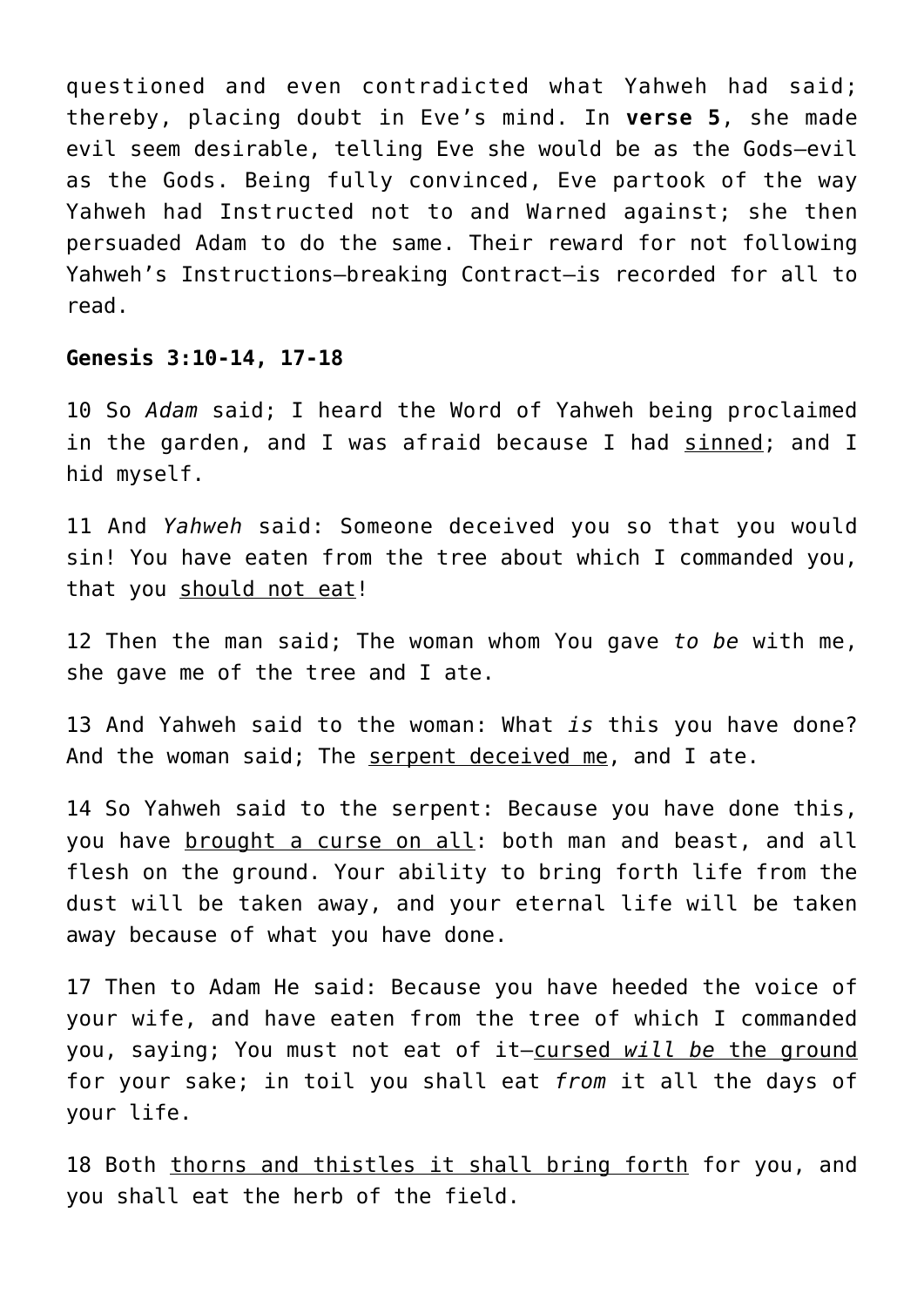questioned and even contradicted what Yahweh had said; thereby, placing doubt in Eve's mind. In **verse 5**, she made evil seem desirable, telling Eve she would be as the Gods—evil as the Gods. Being fully convinced, Eve partook of the way Yahweh had Instructed not to and Warned against; she then persuaded Adam to do the same. Their reward for not following Yahweh's Instructions—breaking Contract—is recorded for all to read.

**Genesis 3:10-14, 17-18**

10 So *Adam* said; I heard the Word of Yahweh being proclaimed in the garden, and I was afraid because I had <u>sinned</u>; and I hid myself.

11 And *Yahweh* said: Someone deceived you so that you would sin! You have eaten from the tree about which I commanded you, that you <u>should not eat</u>!

12 Then the man said; The woman whom You gave *to be* with me, she gave me of the tree and I ate.

13 And Yahweh said to the woman: What *is* this you have done? And the woman said; The <u>serpent deceived me</u>, and I ate.

14 So Yahweh said to the serpent: Because you have done this, you have <u>brought a curse on all</u>: both man and beast, and all flesh on the ground. Your ability to bring forth life from the dust will be taken away, and your eternal life will be taken away because of what you have done.

17 Then to Adam He said: Because you have heeded the voice of your wife, and have eaten from the tree of which I commanded you, saying; You must not eat of it—<u>cursed *will be* the ground</u> for your sake; in toil you shall eat *from* it all the days of your life.

18 Both <u>thorns and thistles it shall bring forth</u> for you, and you shall eat the herb of the field.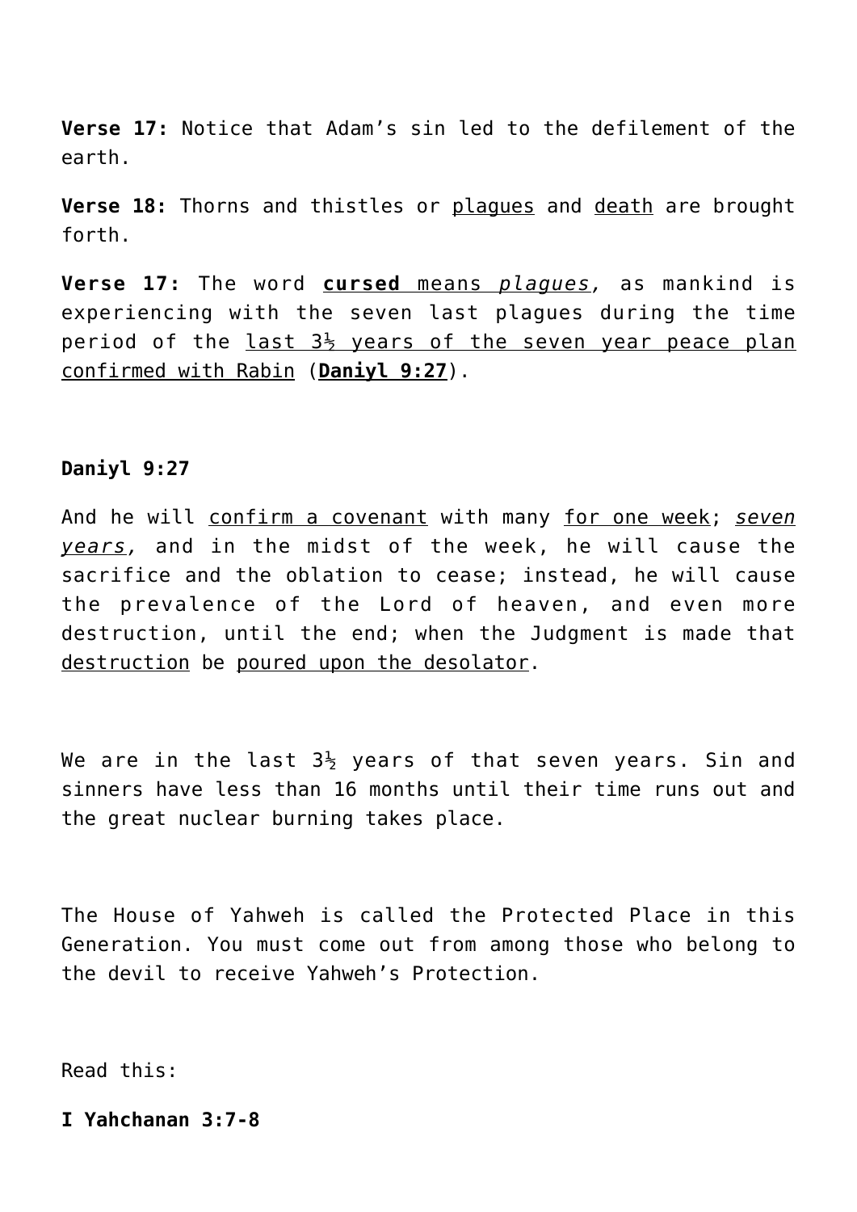**Verse 17:** Notice that Adam's sin led to the defilement of the earth.

**Verse 18:** Thorns and thistles or plagues and death are brought forth.

**Verse 17:** The word **cursed** means *plagues*, as mankind is experiencing with the seven last plagues during the time period of the last 3½ years of the seven year peace plan confirmed with Rabin (**Daniyl 9:27**).

**Daniyl 9:27**

And he will confirm a covenant with many for one week; *seven years*, and in the midst of the week, he will cause the sacrifice and the oblation to cease; instead, he will cause the prevalence of the Lord of heaven, and even more destruction, until the end; when the Judgment is made that destruction be poured upon the desolator.

We are in the last 3½ years of that seven years. Sin and sinners have less than 16 months until their time runs out and the great nuclear burning takes place.

The House of Yahweh is called the Protected Place in this Generation. You must come out from among those who belong to the devil to receive Yahweh's Protection.

Read this:

**I Yahchanan 3:7-8**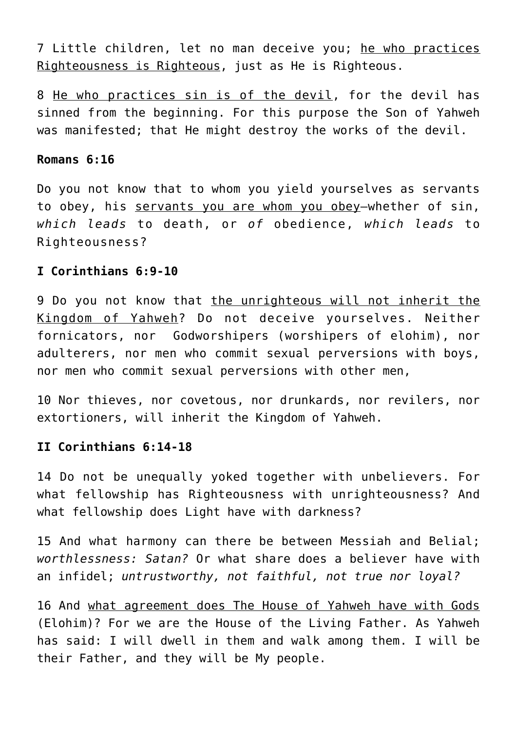7 Little children, let no man deceive you; <u>he who practices Righteousness is Righteous</u>, just as He is Righteous.

8 <u>He who practices sin is of the devil</u>, for the devil has sinned from the beginning. For this purpose the Son of Yahweh was manifested; that He might destroy the works of the devil.

**Romans 6:16**

Do you not know that to whom you yield yourselves as servants to obey, his <u>servants you are whom you obey</u>—whether of sin, *which leads* to death, or *of* obedience, *which leads* to Righteousness?

**I Corinthians 6:9-10**

9 Do you not know that <u>the unrighteous will not inherit the Kingdom of Yahweh</u>? Do not deceive yourselves. Neither fornicators, nor Godworshipers (worshipers of elohim), nor adulterers, nor men who commit sexual perversions with boys, nor men who commit sexual perversions with other men,

10 Nor thieves, nor covetous, nor drunkards, nor revilers, nor extortioners, will inherit the Kingdom of Yahweh.

**II Corinthians 6:14-18**

14 Do not be unequally yoked together with unbelievers. For what fellowship has Righteousness with unrighteousness? And what fellowship does Light have with darkness?

15 And what harmony can there be between Messiah and Belial; *worthlessness: Satan?* Or what share does a believer have with an infidel; *untrustworthy, not faithful, not true nor loyal?*

16 And <u>what agreement does The House of Yahweh have with Gods</u> (Elohim)? For we are the House of the Living Father. As Yahweh has said: I will dwell in them and walk among them. I will be their Father, and they will be My people.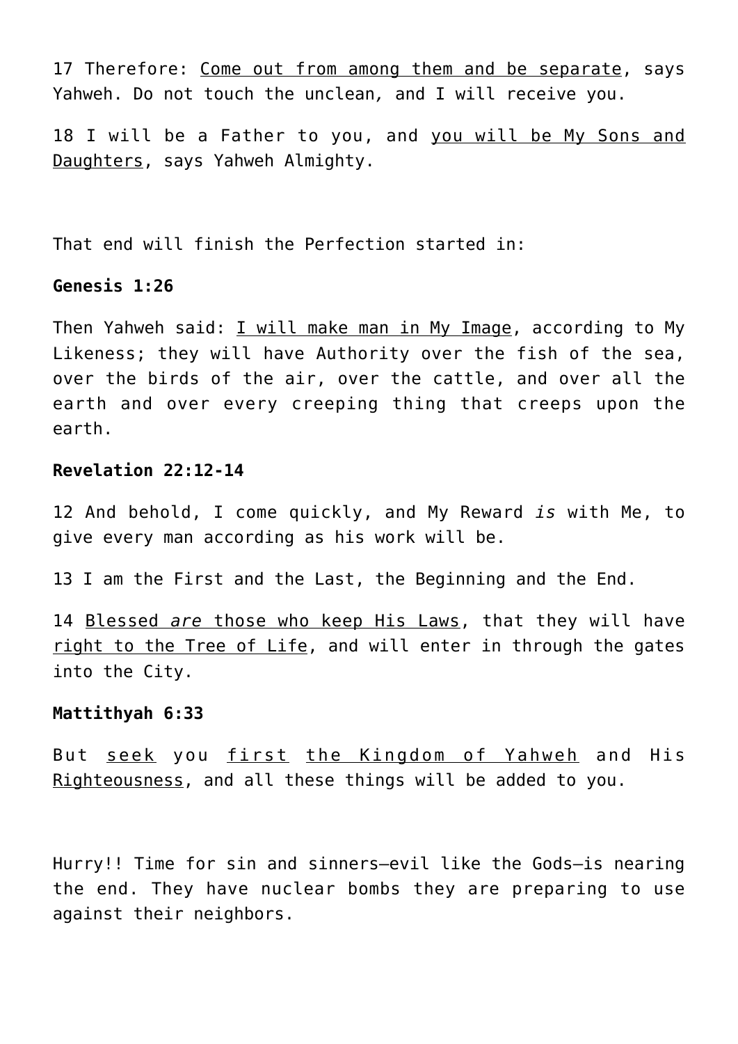17 Therefore: <u>Come out from among them and be separate</u>, says Yahweh. Do not touch the unclean, and I will receive you.

18 I will be a Father to you, and <u>you will be My Sons and Daughters</u>, says Yahweh Almighty.

That end will finish the Perfection started in:

**Genesis 1:26**

Then Yahweh said: <u>I will make man in My Image</u>, according to My Likeness; they will have Authority over the fish of the sea, over the birds of the air, over the cattle, and over all the earth and over every creeping thing that creeps upon the earth.

**Revelation 22:12-14**

12 And behold, I come quickly, and My Reward *is* with Me, to give every man according as his work will be.

13 I am the First and the Last, the Beginning and the End.

14 <u>Blessed *are* those who keep His Laws</u>, that they will have <u>right to the Tree of Life</u>, and will enter in through the gates into the City.

**Mattithyah 6:33**

But <u>seek</u> you <u>first</u> <u>the Kingdom of Yahweh</u> and His <u>Righteousness</u>, and all these things will be added to you.

Hurry!! Time for sin and sinners—evil like the Gods—is nearing the end. They have nuclear bombs they are preparing to use against their neighbors.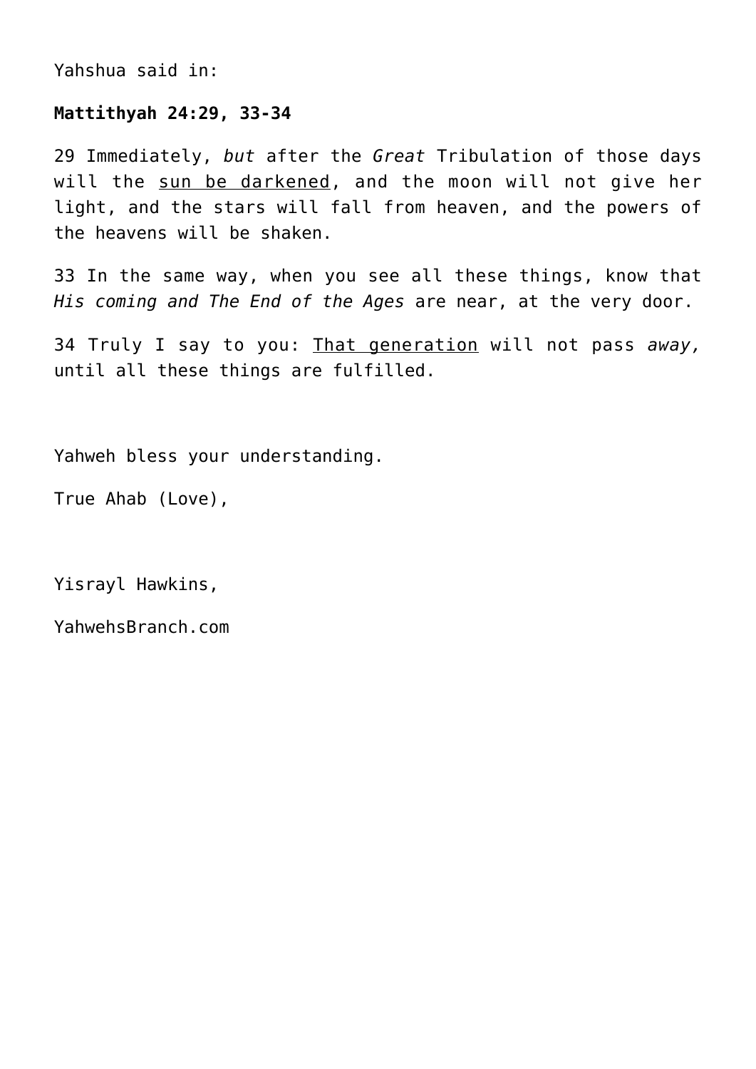Yahshua said in:

**Mattithyah 24:29, 33-34**

29 Immediately, *but* after the *Great* Tribulation of those days will the <u>sun be darkened</u>, and the moon will not give her light, and the stars will fall from heaven, and the powers of the heavens will be shaken.

33 In the same way, when you see all these things, know that *His coming and The End of the Ages* are near, at the very door.

34 Truly I say to you: <u>That generation</u> will not pass *away,* until all these things are fulfilled.

Yahweh bless your understanding.

True Ahab (Love),

Yisrayl Hawkins,

YahwehsBranch.com